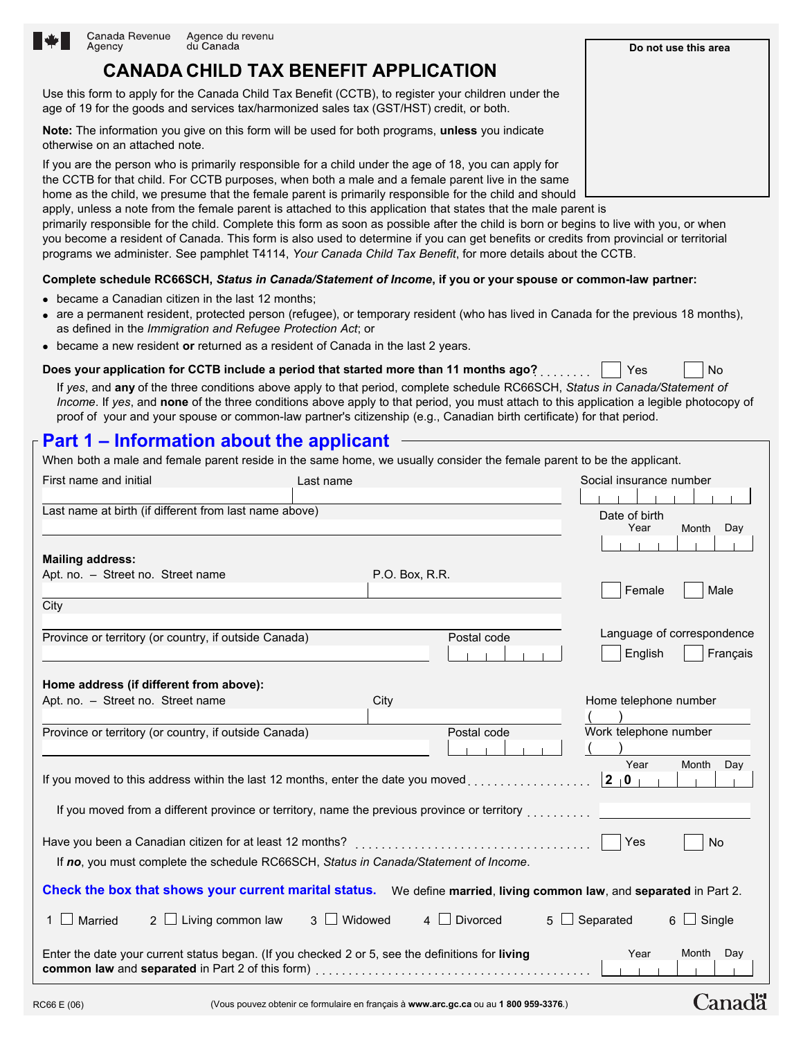Canada Revenue Agency | Agence du revenu du Canada

**Do not use this area**

# CANADA CHILD TAX BENEFIT APPLICATION

Use this form to apply for the Canada Child Tax Benefit (CCTB), to register your children under the age of 19 for the goods and services tax/harmonized sales tax (GST/HST) credit, or both.

**Note:** The information you give on this form will be used for both programs, **unless** you indicate otherwise on an attached note.

If you are the person who is primarily responsible for a child under the age of 18, you can apply for the CCTB for that child. For CCTB purposes, when both a male and a female parent live in the same home as the child, we presume that the female parent is primarily responsible for the child and should apply, unless a note from the female parent is attached to this application that states that the male parent is primarily responsible for the child. Complete this form as soon as possible after the child is born or begins to live with you, or when you become a resident of Canada. This form is also used to determine if you can get benefits or credits from provincial or territorial programs we administer. See pamphlet T4114, *Your Canada Child Tax Benefit*, for more details about the CCTB.

**Complete schedule RC66SCH, *Status in Canada/Statement of Income*, if you or your spouse or common-law partner:**

- became a Canadian citizen in the last 12 months;
- are a permanent resident, protected person (refugee), or temporary resident (who has lived in Canada for the previous 18 months), as defined in the *Immigration and Refugee Protection Act*; or
- became a new resident **or** returned as a resident of Canada in the last 2 years.

**Does your application for CCTB include a period that started more than 11 months ago?** ☐ Yes ☐ No

If *yes*, and **any** of the three conditions above apply to that period, complete schedule RC66SCH, *Status in Canada/Statement of Income*. If *yes*, and **none** of the three conditions above apply to that period, you must attach to this application a legible photocopy of proof of your and your spouse or common-law partner's citizenship (e.g., Canadian birth certificate) for that period.

## Part 1 – Information about the applicant

When both a male and female parent reside in the same home, we usually consider the female parent to be the applicant.

First name and initial: ______ Last name: ______ Social insurance number: ______

Last name at birth (if different from last name above): ______

Date of birth: Year ____ Month ____ Day ____

**Mailing address:**

Apt. no. – Street no. Street name: ______ P.O. Box, R.R.: ______

☐ Female ☐ Male

City: ______

Province or territory (or country, if outside Canada): ______ Postal code: ______

Language of correspondence: ☐ English ☐ Français

**Home address (if different from above):**

Apt. no. – Street no. Street name: ______ City: ______

Home telephone number: ( )

Province or territory (or country, if outside Canada): ______ Postal code: ______

Work telephone number: ( )

If you moved to this address within the last 12 months, enter the date you moved: Year 2 0 __ Month ____ Day ____

If you moved from a different province or territory, name the previous province or territory: ______

Have you been a Canadian citizen for at least 12 months? ☐ Yes ☐ No

If ***no***, you must complete the schedule RC66SCH, *Status in Canada/Statement of Income*.

**Check the box that shows your current marital status.** We define **married**, **living common law**, and **separated** in Part 2.

1 ☐ Married 2 ☐ Living common law 3 ☐ Widowed 4 ☐ Divorced 5 ☐ Separated 6 ☐ Single

Enter the date your current status began. (If you checked 2 or 5, see the definitions for **living common law** and **separated** in Part 2 of this form): Year ____ Month ____ Day ____

RC66 E (06)

(Vous pouvez obtenir ce formulaire en français à **www.arc.gc.ca** ou au **1 800 959-3376**.)

Canada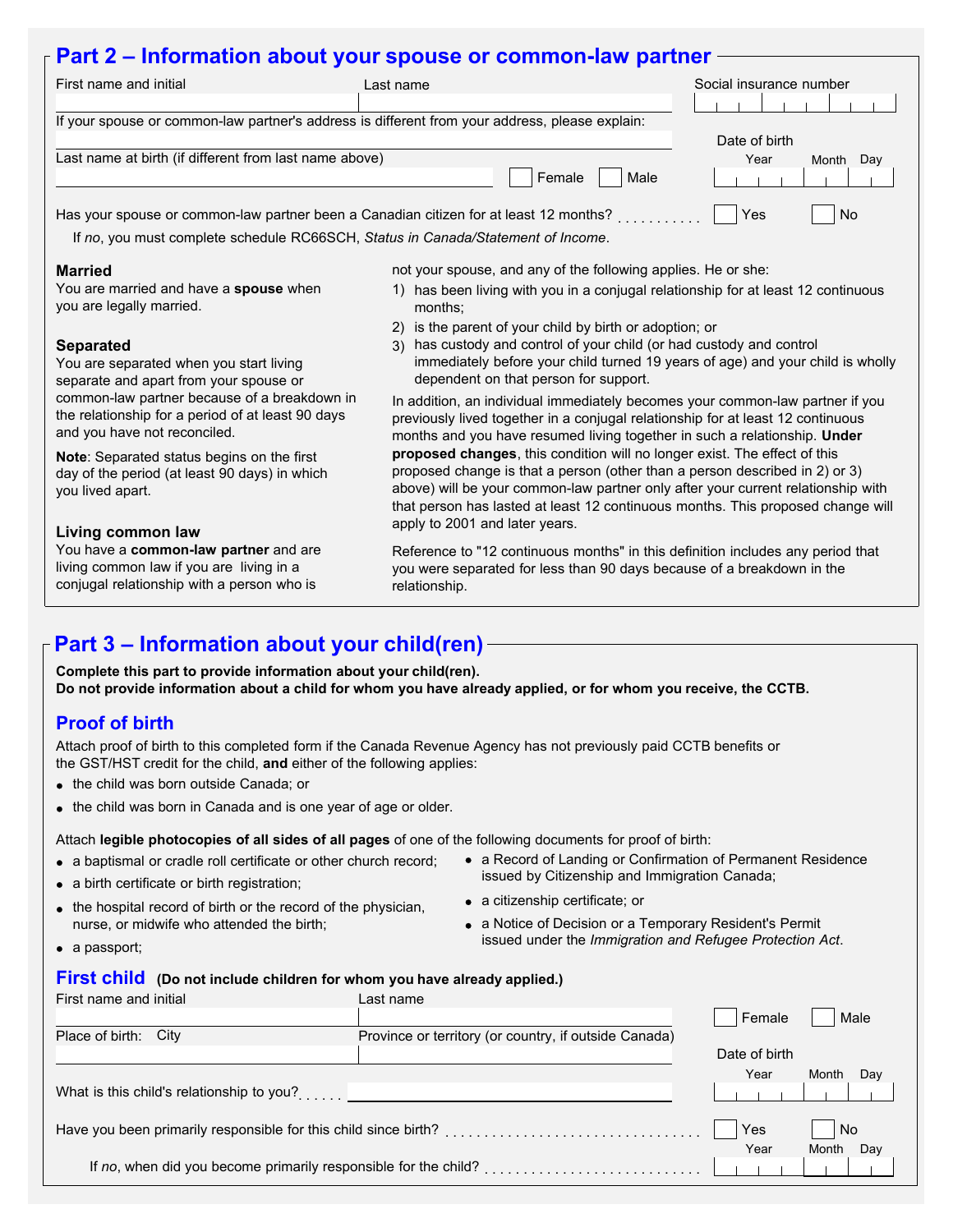## Part 2 – Information about your spouse or common-law partner

First name and initial

Last name

Social insurance number

If your spouse or common-law partner's address is different from your address, please explain:

Last name at birth (if different from last name above)

☐ Female ☐ Male

Date of birth (Year / Month / Day)

Has your spouse or common-law partner been a Canadian citizen for at least 12 months? ☐ Yes ☐ No

If *no*, you must complete schedule RC66SCH, *Status in Canada/Statement of Income*.

### Married

You are married and have a **spouse** when you are legally married.

### Separated

You are separated when you start living separate and apart from your spouse or common-law partner because of a breakdown in the relationship for a period of at least 90 days and you have not reconciled.

**Note**: Separated status begins on the first day of the period (at least 90 days) in which you lived apart.

### Living common law

You have a **common-law partner** and are living common law if you are living in a conjugal relationship with a person who is not your spouse, and any of the following applies. He or she:

1) has been living with you in a conjugal relationship for at least 12 continuous months;
2) is the parent of your child by birth or adoption; or
3) has custody and control of your child (or had custody and control immediately before your child turned 19 years of age) and your child is wholly dependent on that person for support.

In addition, an individual immediately becomes your common-law partner if you previously lived together in a conjugal relationship for at least 12 continuous months and you have resumed living together in such a relationship. **Under proposed changes**, this condition will no longer exist. The effect of this proposed change is that a person (other than a person described in 2) or 3) above) will be your common-law partner only after your current relationship with that person has lasted at least 12 continuous months. This proposed change will apply to 2001 and later years.

Reference to "12 continuous months" in this definition includes any period that you were separated for less than 90 days because of a breakdown in the relationship.

## Part 3 – Information about your child(ren)

**Complete this part to provide information about your child(ren).**
**Do not provide information about a child for whom you have already applied, or for whom you receive, the CCTB.**

### Proof of birth

Attach proof of birth to this completed form if the Canada Revenue Agency has not previously paid CCTB benefits or the GST/HST credit for the child, **and** either of the following applies:

- the child was born outside Canada; or
- the child was born in Canada and is one year of age or older.

Attach **legible photocopies of all sides of all pages** of one of the following documents for proof of birth:

- a baptismal or cradle roll certificate or other church record;
- a birth certificate or birth registration;
- the hospital record of birth or the record of the physician, nurse, or midwife who attended the birth;
- a passport;
- a Record of Landing or Confirmation of Permanent Residence issued by Citizenship and Immigration Canada;
- a citizenship certificate; or
- a Notice of Decision or a Temporary Resident's Permit issued under the *Immigration and Refugee Protection Act*.

### First child (Do not include children for whom you have already applied.)

First name and initial

Last name

☐ Female ☐ Male

Place of birth: City

Province or territory (or country, if outside Canada)

Date of birth (Year / Month / Day)

What is this child's relationship to you?

Have you been primarily responsible for this child since birth? ☐ Yes ☐ No

If *no*, when did you become primarily responsible for the child? (Year / Month / Day)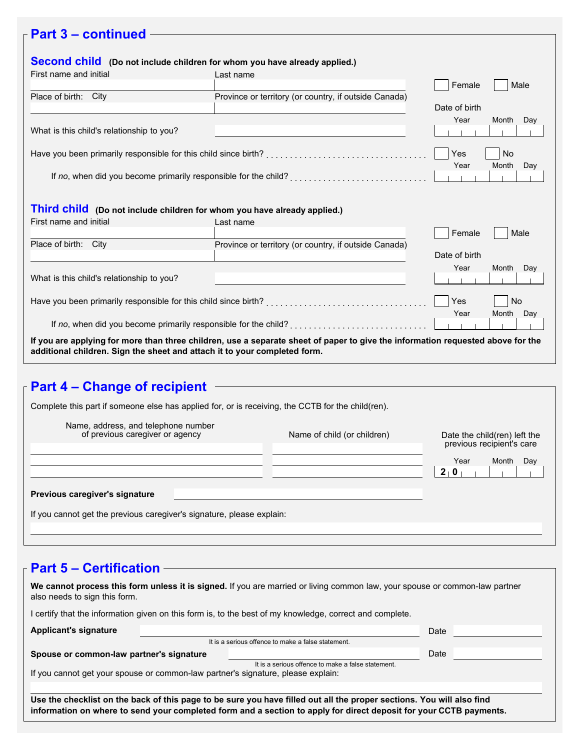## Part 3 – continued

### Second child (Do not include children for whom you have already applied.)

First name and initial

Last name

☐ Female ☐ Male

Place of birth: City

Province or territory (or country, if outside Canada)

Date of birth

Year Month Day

What is this child's relationship to you?

Have you been primarily responsible for this child since birth? ☐ Yes ☐ No

If *no*, when did you become primarily responsible for the child? Year Month Day

### Third child (Do not include children for whom you have already applied.)

First name and initial

Last name

☐ Female ☐ Male

Place of birth: City

Province or territory (or country, if outside Canada)

Date of birth

Year Month Day

What is this child's relationship to you?

Have you been primarily responsible for this child since birth? ☐ Yes ☐ No

If *no*, when did you become primarily responsible for the child? Year Month Day

**If you are applying for more than three children, use a separate sheet of paper to give the information requested above for the additional children. Sign the sheet and attach it to your completed form.**

## Part 4 – Change of recipient

Complete this part if someone else has applied for, or is receiving, the CCTB for the child(ren).

| Name, address, and telephone number of previous caregiver or agency | Name of child (or children) | Date the child(ren) left the previous recipient's care |
|---|---|---|
| | | Year Month Day |
| | | 2 0 |

**Previous caregiver's signature**

If you cannot get the previous caregiver's signature, please explain:

## Part 5 – Certification

**We cannot process this form unless it is signed.** If you are married or living common law, your spouse or common-law partner also needs to sign this form.

I certify that the information given on this form is, to the best of my knowledge, correct and complete.

**Applicant's signature** Date

It is a serious offence to make a false statement.

**Spouse or common-law partner's signature** Date

It is a serious offence to make a false statement.

If you cannot get your spouse or common-law partner's signature, please explain:

**Use the checklist on the back of this page to be sure you have filled out all the proper sections. You will also find information on where to send your completed form and a section to apply for direct deposit for your CCTB payments.**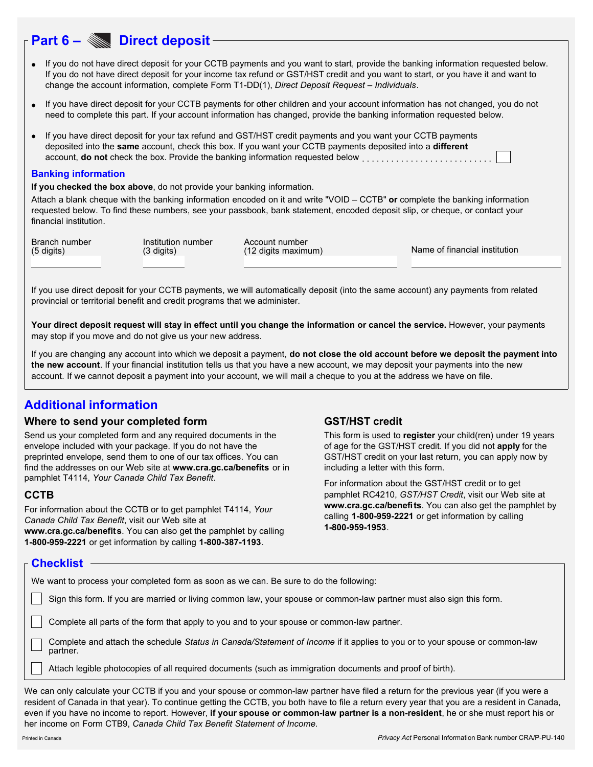## Part 6 – Direct deposit

- If you do not have direct deposit for your CCTB payments and you want to start, provide the banking information requested below. If you do not have direct deposit for your income tax refund or GST/HST credit and you want to start, or you have it and want to change the account information, complete Form T1-DD(1), *Direct Deposit Request – Individuals*.
- If you have direct deposit for your CCTB payments for other children and your account information has not changed, you do not need to complete this part. If your account information has changed, provide the banking information requested below.
- If you have direct deposit for your tax refund and GST/HST credit payments and you want your CCTB payments deposited into the **same** account, check this box. If you want your CCTB payments deposited into a **different** account, **do not** check the box. Provide the banking information requested below . . . . . . . . . . . . . . . . . . . . . . . . . . ☐

### Banking information

**If you checked the box above**, do not provide your banking information.

Attach a blank cheque with the banking information encoded on it and write "VOID – CCTB" **or** complete the banking information requested below. To find these numbers, see your passbook, bank statement, encoded deposit slip, or cheque, or contact your financial institution.

| Branch number (5 digits) | Institution number (3 digits) | Account number (12 digits maximum) | Name of financial institution |
|---|---|---|---|
| | | | |

If you use direct deposit for your CCTB payments, we will automatically deposit (into the same account) any payments from related provincial or territorial benefit and credit programs that we administer.

**Your direct deposit request will stay in effect until you change the information or cancel the service.** However, your payments may stop if you move and do not give us your new address.

If you are changing any account into which we deposit a payment, **do not close the old account before we deposit the payment into the new account**. If your financial institution tells us that you have a new account, we may deposit your payments into the new account. If we cannot deposit a payment into your account, we will mail a cheque to you at the address we have on file.

## Additional information

### Where to send your completed form

Send us your completed form and any required documents in the envelope included with your package. If you do not have the preprinted envelope, send them to one of our tax offices. You can find the addresses on our Web site at **www.cra.gc.ca/benefits** or in pamphlet T4114, *Your Canada Child Tax Benefit*.

### CCTB

For information about the CCTB or to get pamphlet T4114, *Your Canada Child Tax Benefit*, visit our Web site at **www.cra.gc.ca/benefits**. You can also get the pamphlet by calling **1-800-959-2221** or get information by calling **1-800-387-1193**.

### GST/HST credit

This form is used to **register** your child(ren) under 19 years of age for the GST/HST credit. If you did not **apply** for the GST/HST credit on your last return, you can apply now by including a letter with this form.

For information about the GST/HST credit or to get pamphlet RC4210, *GST/HST Credit*, visit our Web site at **www.cra.gc.ca/benefits**. You can also get the pamphlet by calling **1-800-959-2221** or get information by calling **1-800-959-1953**.

## Checklist

We want to process your completed form as soon as we can. Be sure to do the following:

- ☐ Sign this form. If you are married or living common law, your spouse or common-law partner must also sign this form.
- ☐ Complete all parts of the form that apply to you and to your spouse or common-law partner.
- ☐ Complete and attach the schedule *Status in Canada/Statement of Income* if it applies to you or to your spouse or common-law partner.
- ☐ Attach legible photocopies of all required documents (such as immigration documents and proof of birth).

We can only calculate your CCTB if you and your spouse or common-law partner have filed a return for the previous year (if you were a resident of Canada in that year). To continue getting the CCTB, you both have to file a return every year that you are a resident in Canada, even if you have no income to report. However, **if your spouse or common-law partner is a non-resident**, he or she must report his or her income on Form CTB9, *Canada Child Tax Benefit Statement of Income.*

Printed in Canada

*Privacy Act* Personal Information Bank number CRA/P-PU-140